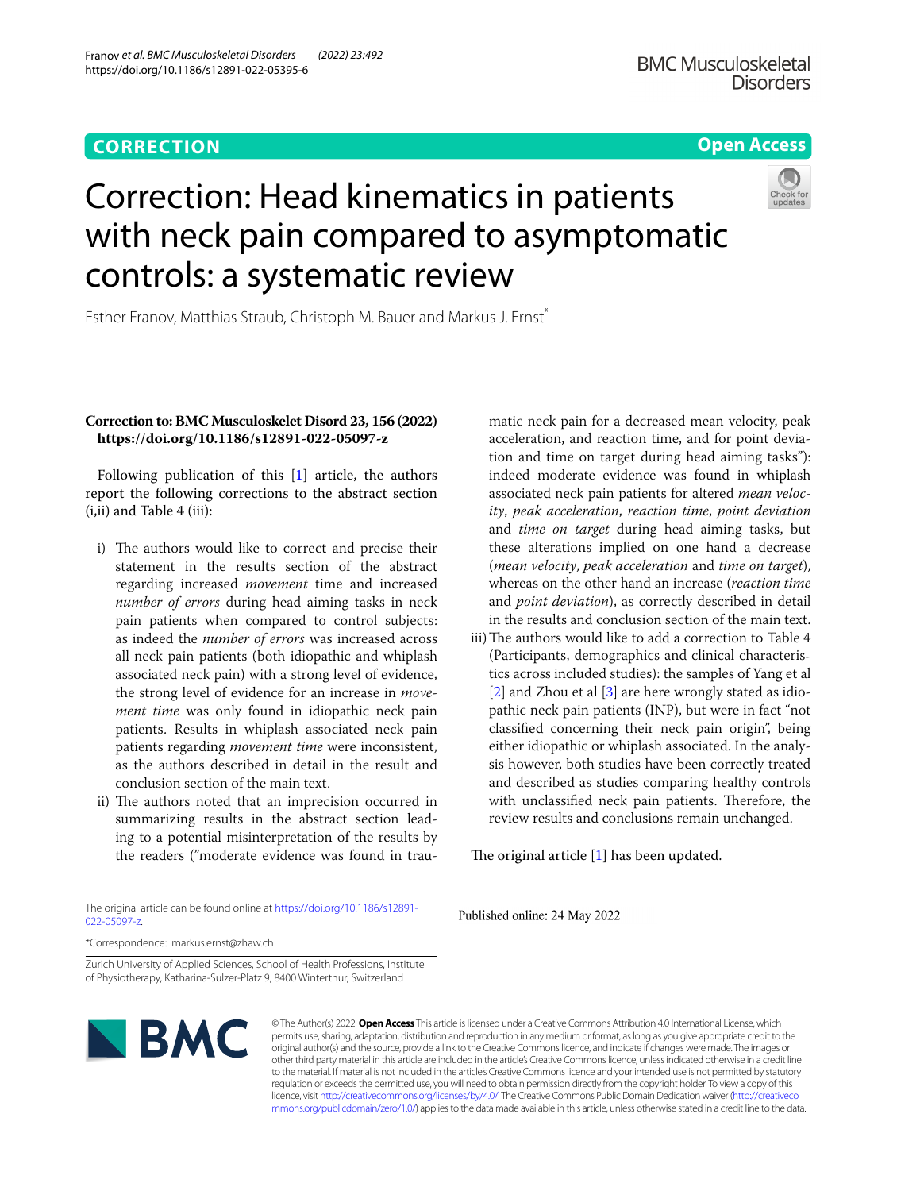CORRECTION

Open Access

# Correction: Head kinematics in patients with neck pain compared to asymptomatic controls: a systematic review

Esther Franov, Matthias Straub, Christoph M. Bauer and Markus J. Ernst*

**Correction to: BMC Musculoskelet Disord 23, 156 (2022) https://doi.org/10.1186/s12891-022-05097-z**

Following publication of this [1] article, the authors report the following corrections to the abstract section (i,ii) and Table 4 (iii):

i) The authors would like to correct and precise their statement in the results section of the abstract regarding increased *movement* time and increased *number of errors* during head aiming tasks in neck pain patients when compared to control subjects: as indeed the *number of errors* was increased across all neck pain patients (both idiopathic and whiplash associated neck pain) with a strong level of evidence, the strong level of evidence for an increase in *movement time* was only found in idiopathic neck pain patients. Results in whiplash associated neck pain patients regarding *movement time* were inconsistent, as the authors described in detail in the result and conclusion section of the main text.

ii) The authors noted that an imprecision occurred in summarizing results in the abstract section leading to a potential misinterpretation of the results by the readers ("moderate evidence was found in traumatic neck pain for a decreased mean velocity, peak acceleration, and reaction time, and for point deviation and time on target during head aiming tasks"): indeed moderate evidence was found in whiplash associated neck pain patients for altered *mean velocity*, *peak acceleration*, *reaction time*, *point deviation* and *time on target* during head aiming tasks, but these alterations implied on one hand a decrease (*mean velocity*, *peak acceleration* and *time on target*), whereas on the other hand an increase (*reaction time* and *point deviation*), as correctly described in detail in the results and conclusion section of the main text.

iii) The authors would like to add a correction to Table 4 (Participants, demographics and clinical characteristics across included studies): the samples of Yang et al [2] and Zhou et al [3] are here wrongly stated as idiopathic neck pain patients (INP), but were in fact "not classified concerning their neck pain origin", being either idiopathic or whiplash associated. In the analysis however, both studies have been correctly treated and described as studies comparing healthy controls with unclassified neck pain patients. Therefore, the review results and conclusions remain unchanged.

The original article [1] has been updated.

Published online: 24 May 2022

The original article can be found online at https://doi.org/10.1186/s12891-022-05097-z.

*Correspondence: markus.ernst@zhaw.ch

Zurich University of Applied Sciences, School of Health Professions, Institute of Physiotherapy, Katharina-Sulzer-Platz 9, 8400 Winterthur, Switzerland

© The Author(s) 2022. **Open Access** This article is licensed under a Creative Commons Attribution 4.0 International License, which permits use, sharing, adaptation, distribution and reproduction in any medium or format, as long as you give appropriate credit to the original author(s) and the source, provide a link to the Creative Commons licence, and indicate if changes were made. The images or other third party material in this article are included in the article's Creative Commons licence, unless indicated otherwise in a credit line to the material. If material is not included in the article's Creative Commons licence and your intended use is not permitted by statutory regulation or exceeds the permitted use, you will need to obtain permission directly from the copyright holder. To view a copy of this licence, visit http://creativecommons.org/licenses/by/4.0/. The Creative Commons Public Domain Dedication waiver (http://creativecommons.org/publicdomain/zero/1.0/) applies to the data made available in this article, unless otherwise stated in a credit line to the data.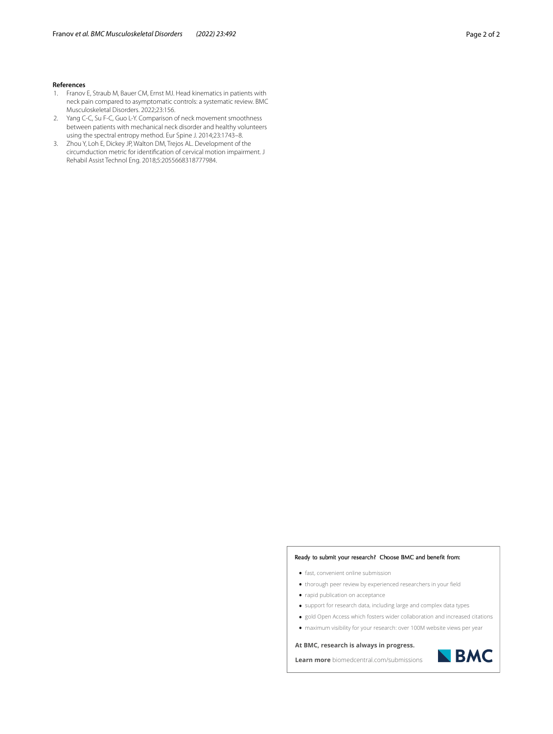**References**

1. Franov E, Straub M, Bauer CM, Ernst MJ. Head kinematics in patients with neck pain compared to asymptomatic controls: a systematic review. BMC Musculoskeletal Disorders. 2022;23:156.
2. Yang C-C, Su F-C, Guo L-Y. Comparison of neck movement smoothness between patients with mechanical neck disorder and healthy volunteers using the spectral entropy method. Eur Spine J. 2014;23:1743–8.
3. Zhou Y, Loh E, Dickey JP, Walton DM, Trejos AL. Development of the circumduction metric for identification of cervical motion impairment. J Rehabil Assist Technol Eng. 2018;5:2055668318777984.

Ready to submit your research? Choose BMC and benefit from:

- fast, convenient online submission
- thorough peer review by experienced researchers in your field
- rapid publication on acceptance
- support for research data, including large and complex data types
- gold Open Access which fosters wider collaboration and increased citations
- maximum visibility for your research: over 100M website views per year

**At BMC, research is always in progress.**

**Learn more** biomedcentral.com/submissions

BMC